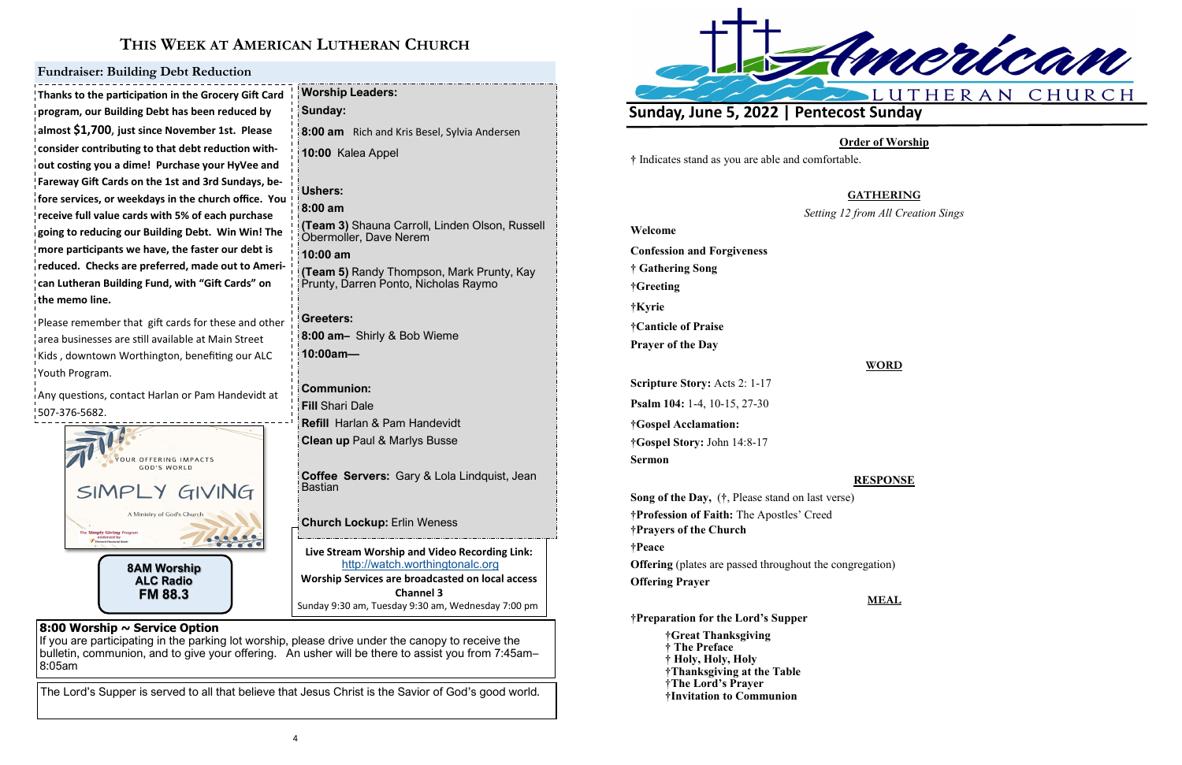# THIS WEEK AT AMERICAN LUTHERAN CHURCH

## Fundraiser: Building Debt Reduction

**Thanks to the participation in the Grocery Gift Card program, our Building Debt has been reduced by almost $1,700, just since November 1st. Please consider contributing to that debt reduction without costing you a dime! Purchase your HyVee and Fareway Gift Cards on the 1st and 3rd Sundays, before services, or weekdays in the church office. You receive full value cards with 5% of each purchase going to reducing our Building Debt. Win Win! The more participants we have, the faster our debt is reduced. Checks are preferred, made out to American Lutheran Building Fund, with "Gift Cards" on the memo line.**

Please remember that gift cards for these and other area businesses are still available at Main Street Kids , downtown Worthington, benefiting our ALC Youth Program.

Any questions, contact Harlan or Pam Handevidt at 507-376-5682.

YOUR OFFERING IMPACTS GOD'S WORLD

SIMPLY GIVING

A Ministry of God's Church

**8AM Worship**
**ALC Radio**
**FM 88.3**

**Worship Leaders:**

**Sunday:**

**8:00 am** Rich and Kris Besel, Sylvia Andersen

**10:00** Kalea Appel

**Ushers:**

**8:00 am**

**(Team 3)** Shauna Carroll, Linden Olson, Russell Obermoller, Dave Nerem

**10:00 am**

**(Team 5)** Randy Thompson, Mark Prunty, Kay Prunty, Darren Ponto, Nicholas Raymo

**Greeters:**

**8:00 am–** Shirly & Bob Wieme

**10:00am—**

**Communion:**

**Fill** Shari Dale

**Refill** Harlan & Pam Handevidt

**Clean up** Paul & Marlys Busse

**Coffee Servers:** Gary & Lola Lindquist, Jean Bastian

**Church Lockup:** Erlin Weness

**Live Stream Worship and Video Recording Link:**
http://watch.worthingtonalc.org
**Worship Services are broadcasted on local access Channel 3**
Sunday 9:30 am, Tuesday 9:30 am, Wednesday 7:00 pm

**8:00 Worship ~ Service Option**

If you are participating in the parking lot worship, please drive under the canopy to receive the bulletin, communion, and to give your offering. An usher will be there to assist you from 7:45am–8:05am

The Lord's Supper is served to all that believe that Jesus Christ is the Savior of God's good world.

American LUTHERAN CHURCH

## Sunday, June 5, 2022 | Pentecost Sunday

### Order of Worship

† Indicates stand as you are able and comfortable.

### GATHERING

*Setting 12 from All Creation Sings*

**Welcome**

**Confession and Forgiveness**

**† Gathering Song**

**†Greeting**

**†Kyrie**

**†Canticle of Praise**

**Prayer of the Day**

### WORD

**Scripture Story:** Acts 2: 1-17

**Psalm 104:** 1-4, 10-15, 27-30

**†Gospel Acclamation:**

**†Gospel Story:** John 14:8-17

**Sermon**

### RESPONSE

**Song of the Day,** (†, Please stand on last verse)

**†Profession of Faith:** The Apostles' Creed

**†Prayers of the Church**

**†Peace**

**Offering** (plates are passed throughout the congregation)

**Offering Prayer**

### MEAL

**†Preparation for the Lord's Supper**

- **†Great Thanksgiving**
- **† The Preface**
- **† Holy, Holy, Holy**
- **†Thanksgiving at the Table**
- **†The Lord's Prayer**
- **†Invitation to Communion**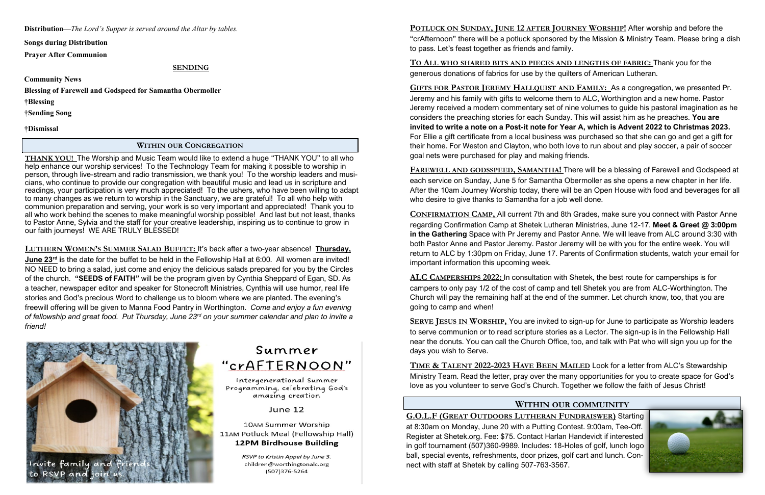**Distribution**—*The Lord's Supper is served around the Altar by tables.*

**Songs during Distribution**

**Prayer After Communion**

## SENDING

**Community News**

**Blessing of Farewell and Godspeed for Samantha Obermoller**

**†Blessing**

**†Sending Song**

**†Dismissal**

## WITHIN OUR CONGREGATION

**THANK YOU!** The Worship and Music Team would like to extend a huge "THANK YOU" to all who help enhance our worship services! To the Technology Team for making it possible to worship in person, through live-stream and radio transmission, we thank you! To the worship leaders and musicians, who continue to provide our congregation with beautiful music and lead us in scripture and readings, your participation is very much appreciated! To the ushers, who have been willing to adapt to many changes as we return to worship in the Sanctuary, we are grateful! To all who help with communion preparation and serving, your work is so very important and appreciated! Thank you to all who work behind the scenes to make meaningful worship possible! And last but not least, thanks to Pastor Anne, Sylvia and the staff for your creative leadership, inspiring us to continue to grow in our faith journeys! WE ARE TRULY BLESSED!

**LUTHERN WOMEN'S SUMMER SALAD BUFFET:** It's back after a two-year absence! **Thursday, June 23rd is** the date for the buffet to be held in the Fellowship Hall at 6:00. All women are invited! NO NEED to bring a salad, just come and enjoy the delicious salads prepared for you by the Circles of the church. **"SEEDS of FAITH"** will be the program given by Cynthia Sheppard of Egan, SD. As a teacher, newspaper editor and speaker for Stonecroft Ministries, Cynthia will use humor, real life stories and God's precious Word to challenge us to bloom where we are planted. The evening's freewill offering will be given to Manna Food Pantry in Worthington. *Come and enjoy a fun evening of fellowship and great food. Put Thursday, June 23rd on your summer calendar and plan to invite a friend!*

Invite family and friends to RSVP and join us.

## Summer "crAFTERNOON"

Intergenerational Summer Programming, celebrating God's amazing creation

June 12

10AM Summer Worship
11AM Potluck Meal (Fellowship Hall)
**12PM Birdhouse Building**

*RSVP to Kristin Appel by June 3.*
children@worthingtonalc.org
(507)376-5264

**POTLUCK ON SUNDAY, JUNE 12 AFTER JOURNEY WORSHIP!** After worship and before the "crAfternoon" there will be a potluck sponsored by the Mission & Ministry Team. Please bring a dish to pass. Let's feast together as friends and family.

**TO ALL WHO SHARED BITS AND PIECES AND LENGTHS OF FABRIC:** Thank you for the generous donations of fabrics for use by the quilters of American Lutheran.

**GIFTS FOR PASTOR JEREMY HALLQUIST AND FAMILY:** As a congregation, we presented Pr. Jeremy and his family with gifts to welcome them to ALC, Worthington and a new home. Pastor Jeremy received a modern commentary set of nine volumes to guide his pastoral imagination as he considers the preaching stories for each Sunday. This will assist him as he preaches. **You are invited to write a note on a Post-it note for Year A, which is Advent 2022 to Christmas 2023.** For Ellie a gift certificate from a local business was purchased so that she can go and get a gift for their home. For Weston and Clayton, who both love to run about and play soccer, a pair of soccer goal nets were purchased for play and making friends.

**FAREWELL AND GODSSPEED, SAMANTHA!** There will be a blessing of Farewell and Godspeed at each service on Sunday, June 5 for Samantha Obermoller as she opens a new chapter in her life. After the 10am Journey Worship today, there will be an Open House with food and beverages for all who desire to give thanks to Samantha for a job well done.

**CONFIRMATION CAMP,** All current 7th and 8th Grades, make sure you connect with Pastor Anne regarding Confirmation Camp at Shetek Lutheran Ministries, June 12-17. **Meet & Greet @ 3:00pm in the Gathering** Space with Pr Jeremy and Pastor Anne. We will leave from ALC around 3:30 with both Pastor Anne and Pastor Jeremy. Pastor Jeremy will be with you for the entire week. You will return to ALC by 1:30pm on Friday, June 17. Parents of Confirmation students, watch your email for important information this upcoming week.

**ALC CAMPERSHIPS 2022:** In consultation with Shetek, the best route for camperships is for campers to only pay 1/2 of the cost of camp and tell Shetek you are from ALC-Worthington. The Church will pay the remaining half at the end of the summer. Let church know, too, that you are going to camp and when!

**SERVE JESUS IN WORSHIP,** You are invited to sign-up for June to participate as Worship leaders to serve communion or to read scripture stories as a Lector. The sign-up is in the Fellowship Hall near the donuts. You can call the Church Office, too, and talk with Pat who will sign you up for the days you wish to Serve.

**TIME & TALENT 2022-2023 HAVE BEEN MAILED** Look for a letter from ALC's Stewardship Ministry Team. Read the letter, pray over the many opportunities for you to create space for God's love as you volunteer to serve God's Church. Together we follow the faith of Jesus Christ!

## WITHIN OUR COMMUNITY

**G.O.L.F (GREAT OUTDOORS LUTHERAN FUNDRAISWER)** Starting at 8:30am on Monday, June 20 with a Putting Contest. 9:00am, Tee-Off. Register at Shetek.org. Fee: $75. Contact Harlan Handevidt if interested in golf tournament (507)360-9989. Includes: 18-Holes of golf, lunch logo ball, special events, refreshments, door prizes, golf cart and lunch. Connect with staff at Shetek by calling 507-763-3567.